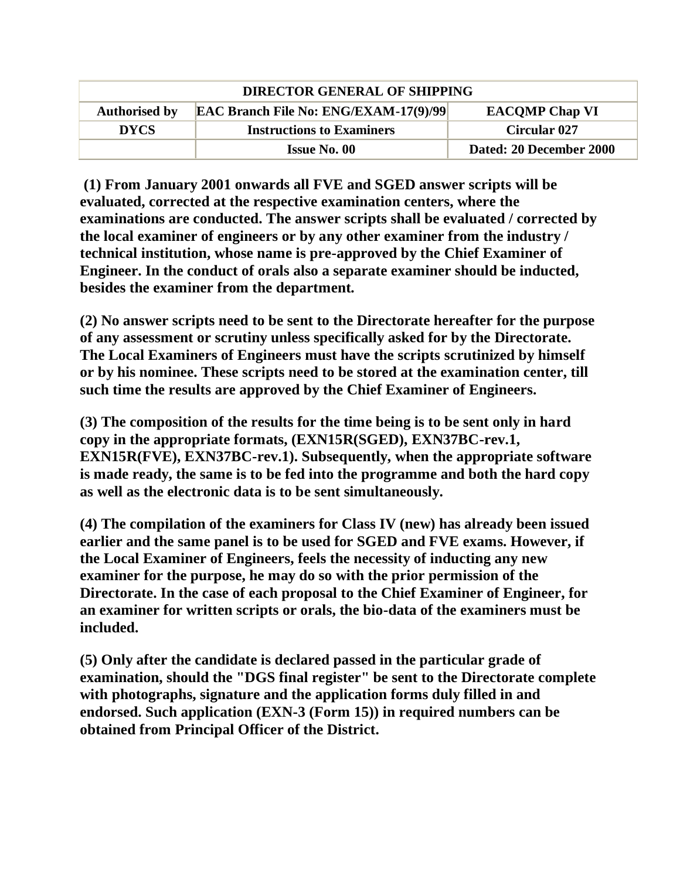| DIRECTOR GENERAL OF SHIPPING | | |
|---|---|---|
| **Authorised by** | **EAC Branch File No: ENG/EXAM-17(9)/99** | **EACQMP Chap VI** |
| **DYCS** | **Instructions to Examiners** | **Circular 027** |
| | **Issue No. 00** | **Dated: 20 December 2000** |

**(1) From January 2001 onwards all FVE and SGED answer scripts will be evaluated, corrected at the respective examination centers, where the examinations are conducted. The answer scripts shall be evaluated / corrected by the local examiner of engineers or by any other examiner from the industry / technical institution, whose name is pre-approved by the Chief Examiner of Engineer. In the conduct of orals also a separate examiner should be inducted, besides the examiner from the department.**

**(2) No answer scripts need to be sent to the Directorate hereafter for the purpose of any assessment or scrutiny unless specifically asked for by the Directorate. The Local Examiners of Engineers must have the scripts scrutinized by himself or by his nominee. These scripts need to be stored at the examination center, till such time the results are approved by the Chief Examiner of Engineers.**

**(3) The composition of the results for the time being is to be sent only in hard copy in the appropriate formats, (EXN15R(SGED), EXN37BC-rev.1, EXN15R(FVE), EXN37BC-rev.1). Subsequently, when the appropriate software is made ready, the same is to be fed into the programme and both the hard copy as well as the electronic data is to be sent simultaneously.**

**(4) The compilation of the examiners for Class IV (new) has already been issued earlier and the same panel is to be used for SGED and FVE exams. However, if the Local Examiner of Engineers, feels the necessity of inducting any new examiner for the purpose, he may do so with the prior permission of the Directorate. In the case of each proposal to the Chief Examiner of Engineer, for an examiner for written scripts or orals, the bio-data of the examiners must be included.**

**(5) Only after the candidate is declared passed in the particular grade of examination, should the "DGS final register" be sent to the Directorate complete with photographs, signature and the application forms duly filled in and endorsed. Such application (EXN-3 (Form 15)) in required numbers can be obtained from Principal Officer of the District.**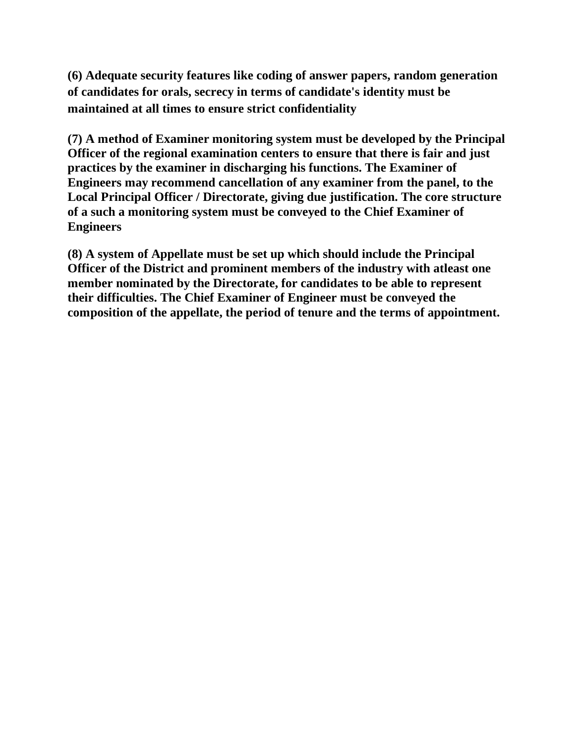**(6) Adequate security features like coding of answer papers, random generation of candidates for orals, secrecy in terms of candidate's identity must be maintained at all times to ensure strict confidentiality**

**(7) A method of Examiner monitoring system must be developed by the Principal Officer of the regional examination centers to ensure that there is fair and just practices by the examiner in discharging his functions. The Examiner of Engineers may recommend cancellation of any examiner from the panel, to the Local Principal Officer / Directorate, giving due justification. The core structure of a such a monitoring system must be conveyed to the Chief Examiner of Engineers**

**(8) A system of Appellate must be set up which should include the Principal Officer of the District and prominent members of the industry with atleast one member nominated by the Directorate, for candidates to be able to represent their difficulties. The Chief Examiner of Engineer must be conveyed the composition of the appellate, the period of tenure and the terms of appointment.**